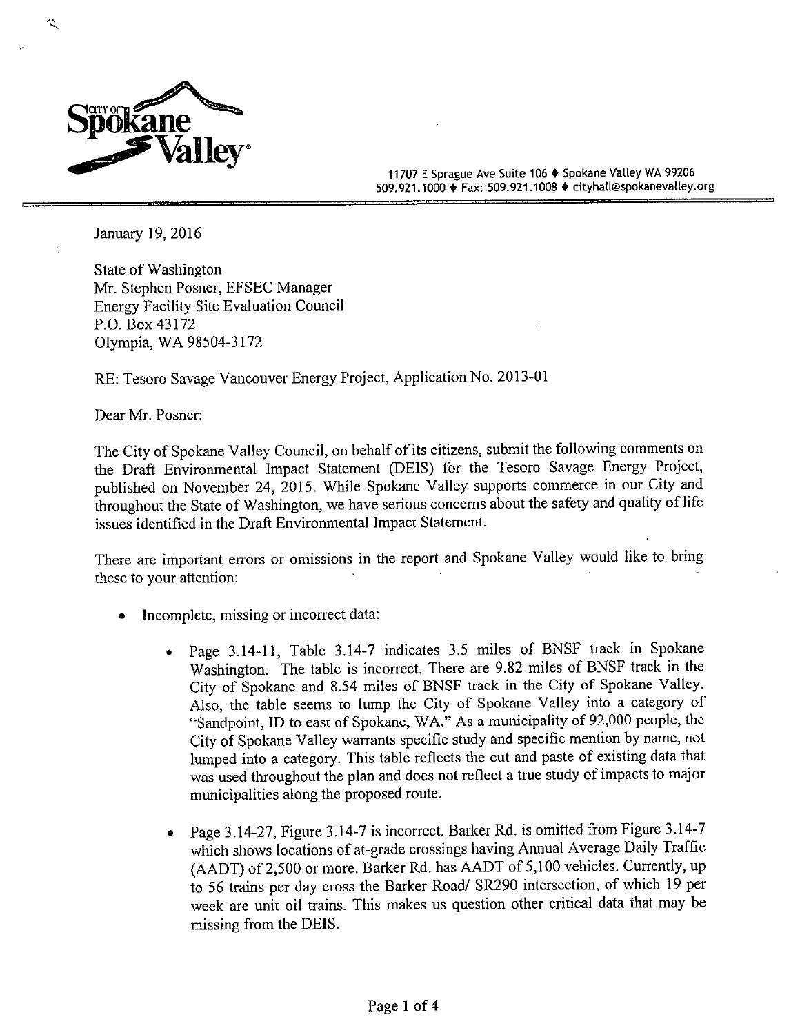11707 E Sprague Ave Suite 106 ♦ Spokane Valley WA 99206
509.921.1000 ♦ Fax: 509.921.1008 ♦ cityhall@spokanevalley.org

January 19, 2016

State of Washington
Mr. Stephen Posner, EFSEC Manager
Energy Facility Site Evaluation Council
P.O. Box 43172
Olympia, WA 98504-3172

RE: Tesoro Savage Vancouver Energy Project, Application No. 2013-01

Dear Mr. Posner:

The City of Spokane Valley Council, on behalf of its citizens, submit the following comments on the Draft Environmental Impact Statement (DEIS) for the Tesoro Savage Energy Project, published on November 24, 2015. While Spokane Valley supports commerce in our City and throughout the State of Washington, we have serious concerns about the safety and quality of life issues identified in the Draft Environmental Impact Statement.

There are important errors or omissions in the report and Spokane Valley would like to bring these to your attention:

- Incomplete, missing or incorrect data:
  - Page 3.14-11, Table 3.14-7 indicates 3.5 miles of BNSF track in Spokane Washington. The table is incorrect. There are 9.82 miles of BNSF track in the City of Spokane and 8.54 miles of BNSF track in the City of Spokane Valley. Also, the table seems to lump the City of Spokane Valley into a category of "Sandpoint, ID to east of Spokane, WA." As a municipality of 92,000 people, the City of Spokane Valley warrants specific study and specific mention by name, not lumped into a category. This table reflects the cut and paste of existing data that was used throughout the plan and does not reflect a true study of impacts to major municipalities along the proposed route.
  - Page 3.14-27, Figure 3.14-7 is incorrect. Barker Rd. is omitted from Figure 3.14-7 which shows locations of at-grade crossings having Annual Average Daily Traffic (AADT) of 2,500 or more. Barker Rd. has AADT of 5,100 vehicles. Currently, up to 56 trains per day cross the Barker Road/ SR290 intersection, of which 19 per week are unit oil trains. This makes us question other critical data that may be missing from the DEIS.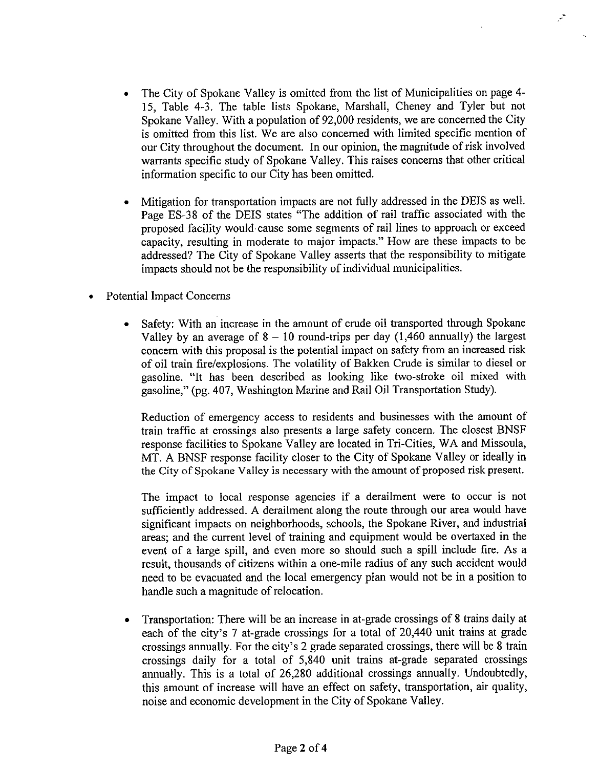- The City of Spokane Valley is omitted from the list of Municipalities on page 4-15, Table 4-3. The table lists Spokane, Marshall, Cheney and Tyler but not Spokane Valley. With a population of 92,000 residents, we are concerned the City is omitted from this list. We are also concerned with limited specific mention of our City throughout the document. In our opinion, the magnitude of risk involved warrants specific study of Spokane Valley. This raises concerns that other critical information specific to our City has been omitted.

- Mitigation for transportation impacts are not fully addressed in the DEIS as well. Page ES-38 of the DEIS states "The addition of rail traffic associated with the proposed facility would cause some segments of rail lines to approach or exceed capacity, resulting in moderate to major impacts." How are these impacts to be addressed? The City of Spokane Valley asserts that the responsibility to mitigate impacts should not be the responsibility of individual municipalities.

- Potential Impact Concerns

  - Safety: With an increase in the amount of crude oil transported through Spokane Valley by an average of 8 – 10 round-trips per day (1,460 annually) the largest concern with this proposal is the potential impact on safety from an increased risk of oil train fire/explosions. The volatility of Bakken Crude is similar to diesel or gasoline. "It has been described as looking like two-stroke oil mixed with gasoline," (pg. 407, Washington Marine and Rail Oil Transportation Study).

    Reduction of emergency access to residents and businesses with the amount of train traffic at crossings also presents a large safety concern. The closest BNSF response facilities to Spokane Valley are located in Tri-Cities, WA and Missoula, MT. A BNSF response facility closer to the City of Spokane Valley or ideally in the City of Spokane Valley is necessary with the amount of proposed risk present.

    The impact to local response agencies if a derailment were to occur is not sufficiently addressed. A derailment along the route through our area would have significant impacts on neighborhoods, schools, the Spokane River, and industrial areas; and the current level of training and equipment would be overtaxed in the event of a large spill, and even more so should such a spill include fire. As a result, thousands of citizens within a one-mile radius of any such accident would need to be evacuated and the local emergency plan would not be in a position to handle such a magnitude of relocation.

  - Transportation: There will be an increase in at-grade crossings of 8 trains daily at each of the city's 7 at-grade crossings for a total of 20,440 unit trains at grade crossings annually. For the city's 2 grade separated crossings, there will be 8 train crossings daily for a total of 5,840 unit trains at-grade separated crossings annually. This is a total of 26,280 additional crossings annually. Undoubtedly, this amount of increase will have an effect on safety, transportation, air quality, noise and economic development in the City of Spokane Valley.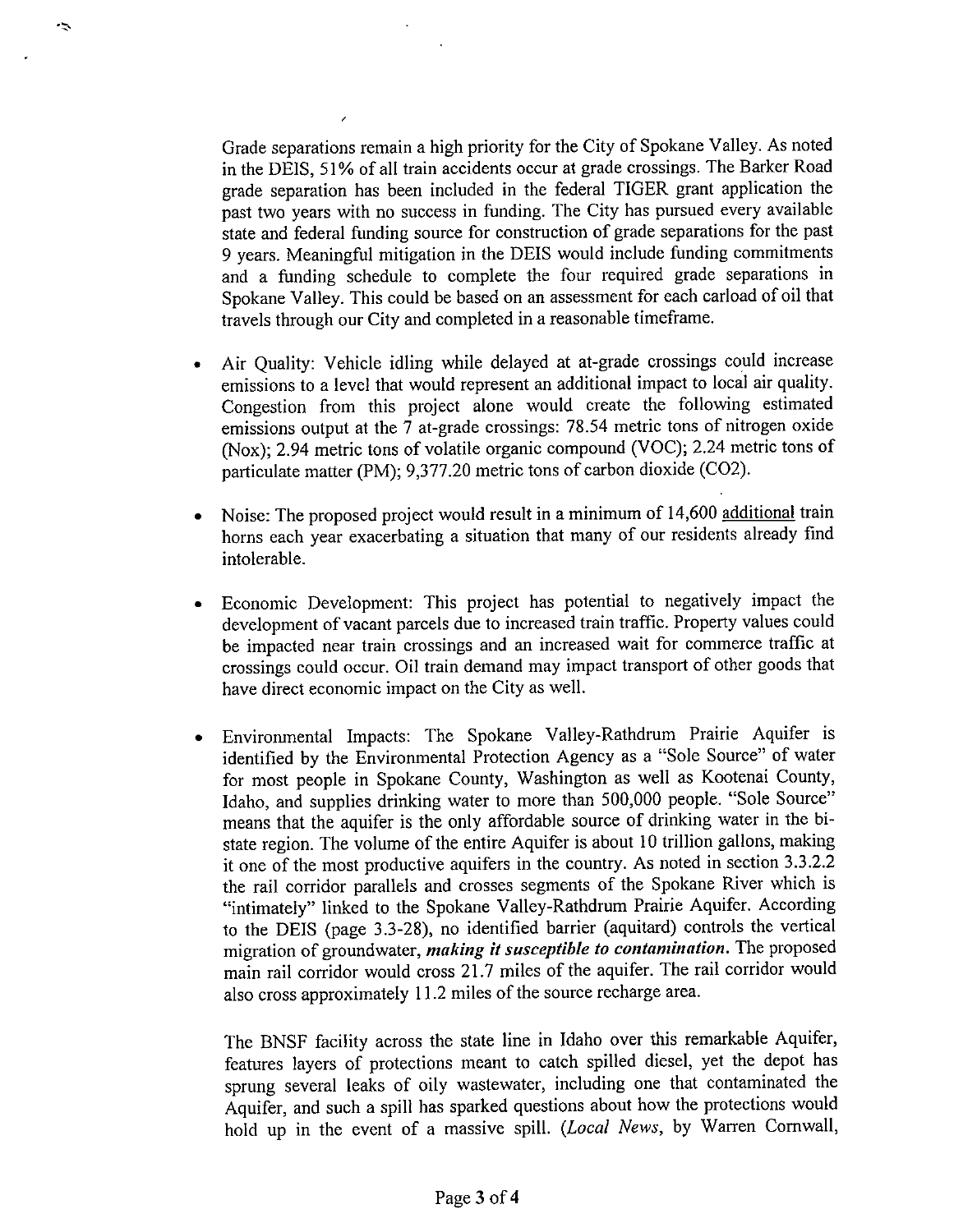Grade separations remain a high priority for the City of Spokane Valley. As noted in the DEIS, 51% of all train accidents occur at grade crossings. The Barker Road grade separation has been included in the federal TIGER grant application the past two years with no success in funding. The City has pursued every available state and federal funding source for construction of grade separations for the past 9 years. Meaningful mitigation in the DEIS would include funding commitments and a funding schedule to complete the four required grade separations in Spokane Valley. This could be based on an assessment for each carload of oil that travels through our City and completed in a reasonable timeframe.

- Air Quality: Vehicle idling while delayed at at-grade crossings could increase emissions to a level that would represent an additional impact to local air quality. Congestion from this project alone would create the following estimated emissions output at the 7 at-grade crossings: 78.54 metric tons of nitrogen oxide (Nox); 2.94 metric tons of volatile organic compound (VOC); 2.24 metric tons of particulate matter (PM); 9,377.20 metric tons of carbon dioxide ($CO_2$).

- Noise: The proposed project would result in a minimum of 14,600 additional train horns each year exacerbating a situation that many of our residents already find intolerable.

- Economic Development: This project has potential to negatively impact the development of vacant parcels due to increased train traffic. Property values could be impacted near train crossings and an increased wait for commerce traffic at crossings could occur. Oil train demand may impact transport of other goods that have direct economic impact on the City as well.

- Environmental Impacts: The Spokane Valley-Rathdrum Prairie Aquifer is identified by the Environmental Protection Agency as a "Sole Source" of water for most people in Spokane County, Washington as well as Kootenai County, Idaho, and supplies drinking water to more than 500,000 people. "Sole Source" means that the aquifer is the only affordable source of drinking water in the bi-state region. The volume of the entire Aquifer is about 10 trillion gallons, making it one of the most productive aquifers in the country. As noted in section 3.3.2.2 the rail corridor parallels and crosses segments of the Spokane River which is "intimately" linked to the Spokane Valley-Rathdrum Prairie Aquifer. According to the DEIS (page 3.3-28), no identified barrier (aquitard) controls the vertical migration of groundwater, ***making it susceptible to contamination.*** The proposed main rail corridor would cross 21.7 miles of the aquifer. The rail corridor would also cross approximately 11.2 miles of the source recharge area.

  The BNSF facility across the state line in Idaho over this remarkable Aquifer, features layers of protections meant to catch spilled diesel, yet the depot has sprung several leaks of oily wastewater, including one that contaminated the Aquifer, and such a spill has sparked questions about how the protections would hold up in the event of a massive spill. (*Local News*, by Warren Cornwall,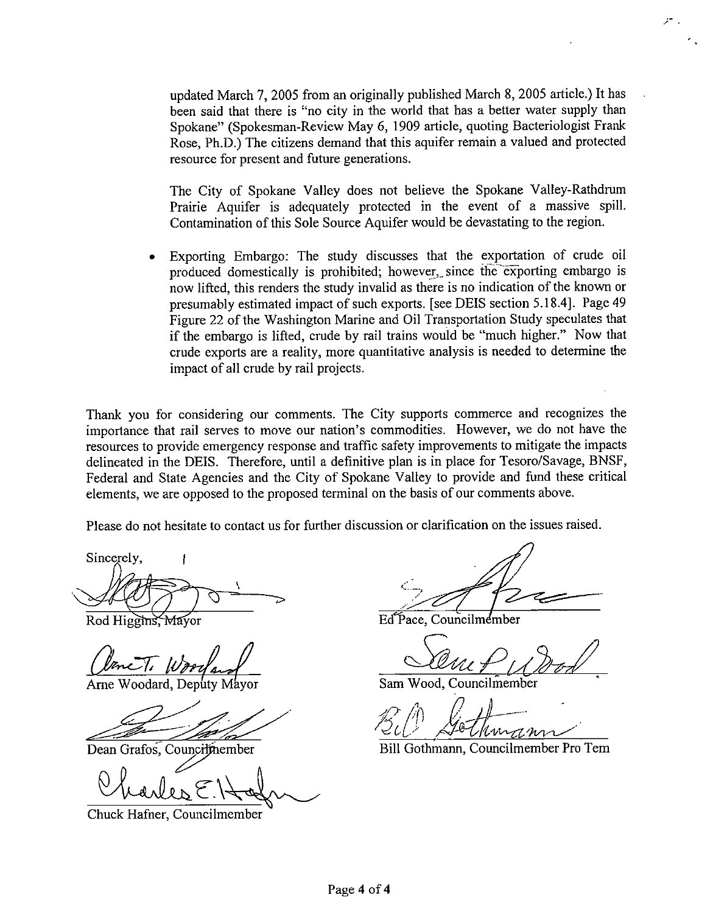updated March 7, 2005 from an originally published March 8, 2005 article.) It has been said that there is "no city in the world that has a better water supply than Spokane" (Spokesman-Review May 6, 1909 article, quoting Bacteriologist Frank Rose, Ph.D.) The citizens demand that this aquifer remain a valued and protected resource for present and future generations.

The City of Spokane Valley does not believe the Spokane Valley-Rathdrum Prairie Aquifer is adequately protected in the event of a massive spill. Contamination of this Sole Source Aquifer would be devastating to the region.

- Exporting Embargo: The study discusses that the exportation of crude oil produced domestically is prohibited; however, since the exporting embargo is now lifted, this renders the study invalid as there is no indication of the known or presumably estimated impact of such exports. [see DEIS section 5.18.4]. Page 49 Figure 22 of the Washington Marine and Oil Transportation Study speculates that if the embargo is lifted, crude by rail trains would be "much higher." Now that crude exports are a reality, more quantitative analysis is needed to determine the impact of all crude by rail projects.

Thank you for considering our comments. The City supports commerce and recognizes the importance that rail serves to move our nation's commodities. However, we do not have the resources to provide emergency response and traffic safety improvements to mitigate the impacts delineated in the DEIS. Therefore, until a definitive plan is in place for Tesoro/Savage, BNSF, Federal and State Agencies and the City of Spokane Valley to provide and fund these critical elements, we are opposed to the proposed terminal on the basis of our comments above.

Please do not hesitate to contact us for further discussion or clarification on the issues raised.

Sincerely,

Rod Higgins, Mayor

Arne Woodard, Deputy Mayor

Dean Grafos, Councilmember

Chuck Hafner, Councilmember

Ed Pace, Councilmember

Sam Wood, Councilmember

Bill Gothmann, Councilmember Pro Tem